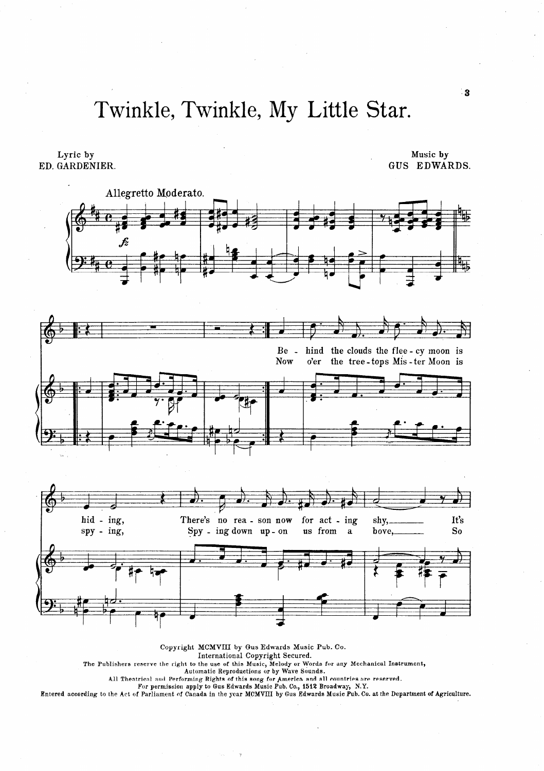# Twinkle, Twinkle, My Little Star.

Lyric by
ED. GARDENIER.

Music by
GUS EDWARDS.

Allegretto Moderato.

Be - hind the clouds the flee - cy moon is hid - ing, There's no rea - son now for act - ing shy, It's

Now o'er the tree - tops Mis - ter Moon is spy - ing, Spy - ing down up - on us from a bove, So

Copyright MCMVIII by Gus Edwards Music Pub. Co.
International Copyright Secured.
The Publishers reserve the right to the use of this Music, Melody or Words for any Mechanical Instrument, Automatic Reproductions or by Wave Sounds.
All Theatrical and Performing Rights of this song for America and all countries are reserved.
For permission apply to Gus Edwards Music Pub. Co., 1512 Broadway, N.Y.
Entered according to the Act of Parliament of Canada in the year MCMVIII by Gus Edwards Music Pub. Co. at the Department of Agriculture.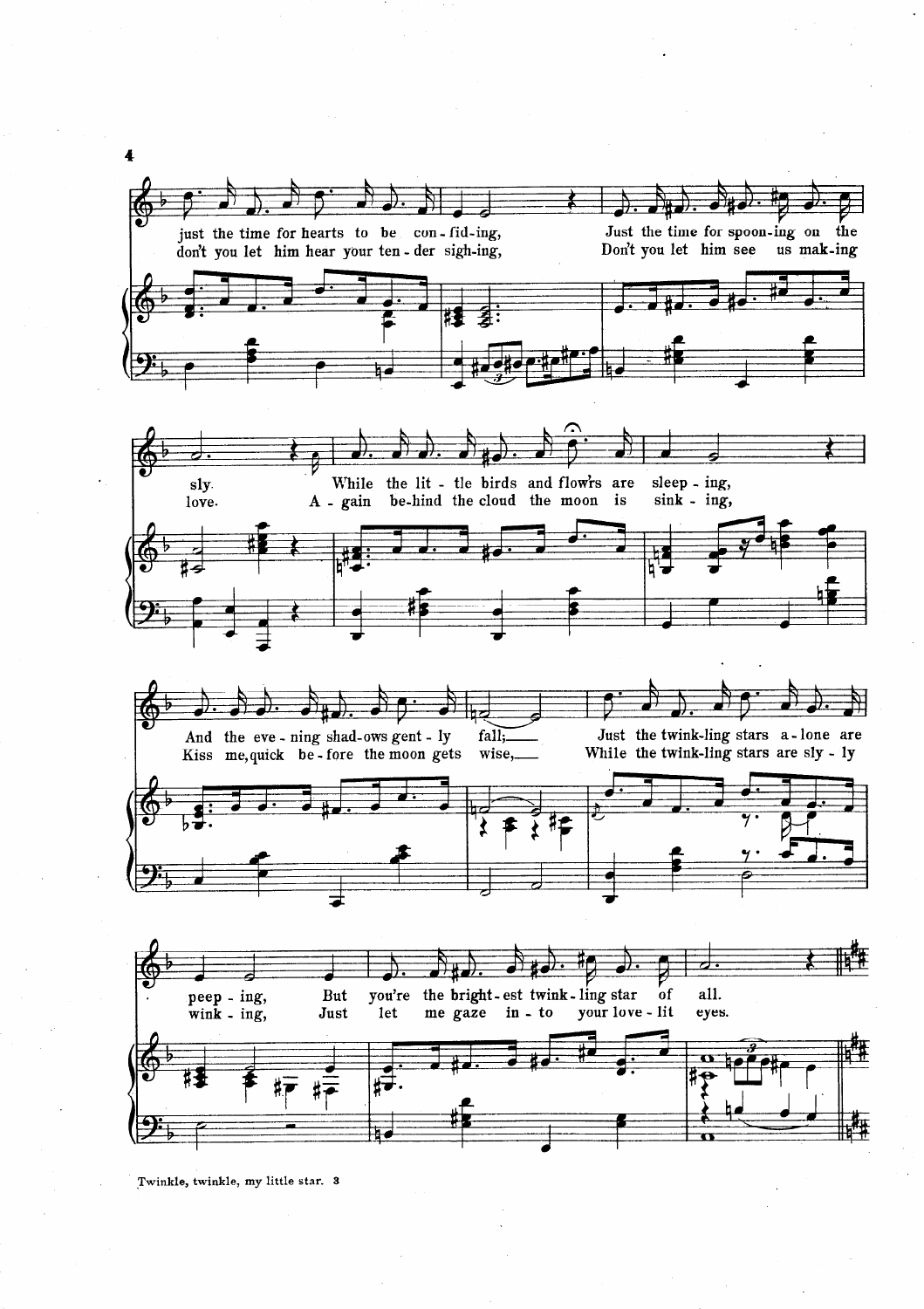just the time for hearts to be con - fid - ing, Just the time for spoon - ing on the
don't you let him hear your ten - der sigh - ing, Don't you let him see us mak - ing

sly. While the lit - tle birds and flow'rs are sleep - ing,
love. A - gain be - hind the cloud the moon is sink - ing,

And the eve - ning shad - ows gent - ly fall; Just the twink - ling stars a - lone are
Kiss me, quick be - fore the moon gets wise, While the twink - ling stars are sly - ly

peep - ing, But you're the bright - est twink - ling star of all.
wink - ing, Just let me gaze in - to your love - lit eyes.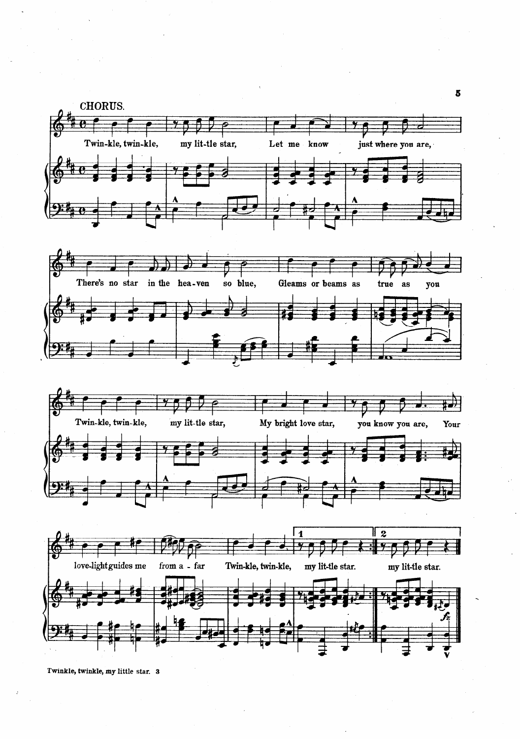CHORUS.

Twin-kle, twin-kle, my lit-tle star, Let me know just where you are,

There's no star in the hea-ven so blue, Gleams or beams as true as you

Twin-kle, twin-kle, my lit-tle star, My bright love star, you know you are, Your

love-light guides me from a - far Twin-kle, twin-kle, my lit-tle star. my lit-tle star.

Twinkle, twinkle, my little star. 3